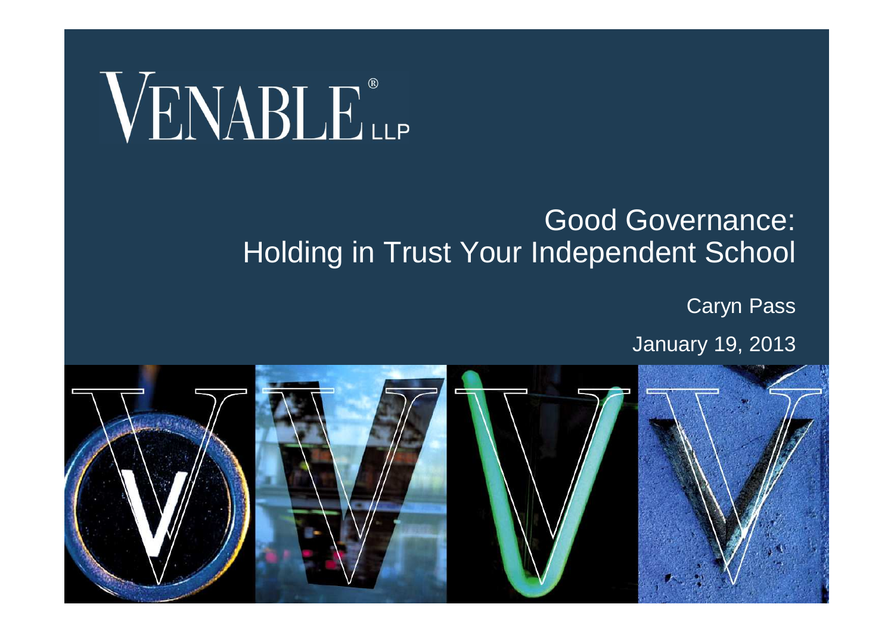VENABLE® LLP

# Good Governance: Holding in Trust Your Independent School

Caryn Pass

January 19, 2013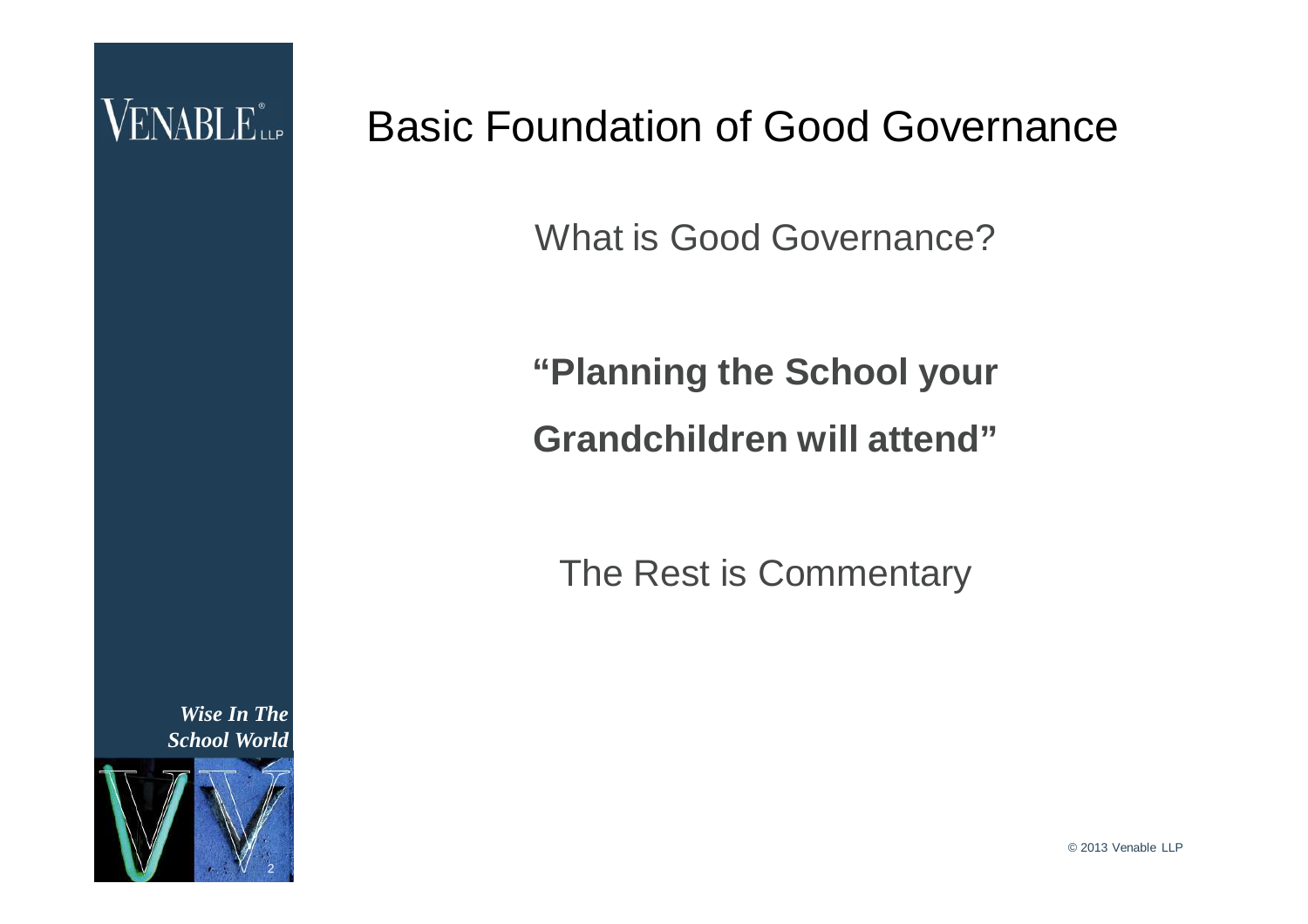# Basic Foundation of Good Governance

What is Good Governance?

**"Planning the School your Grandchildren will attend"**

The Rest is Commentary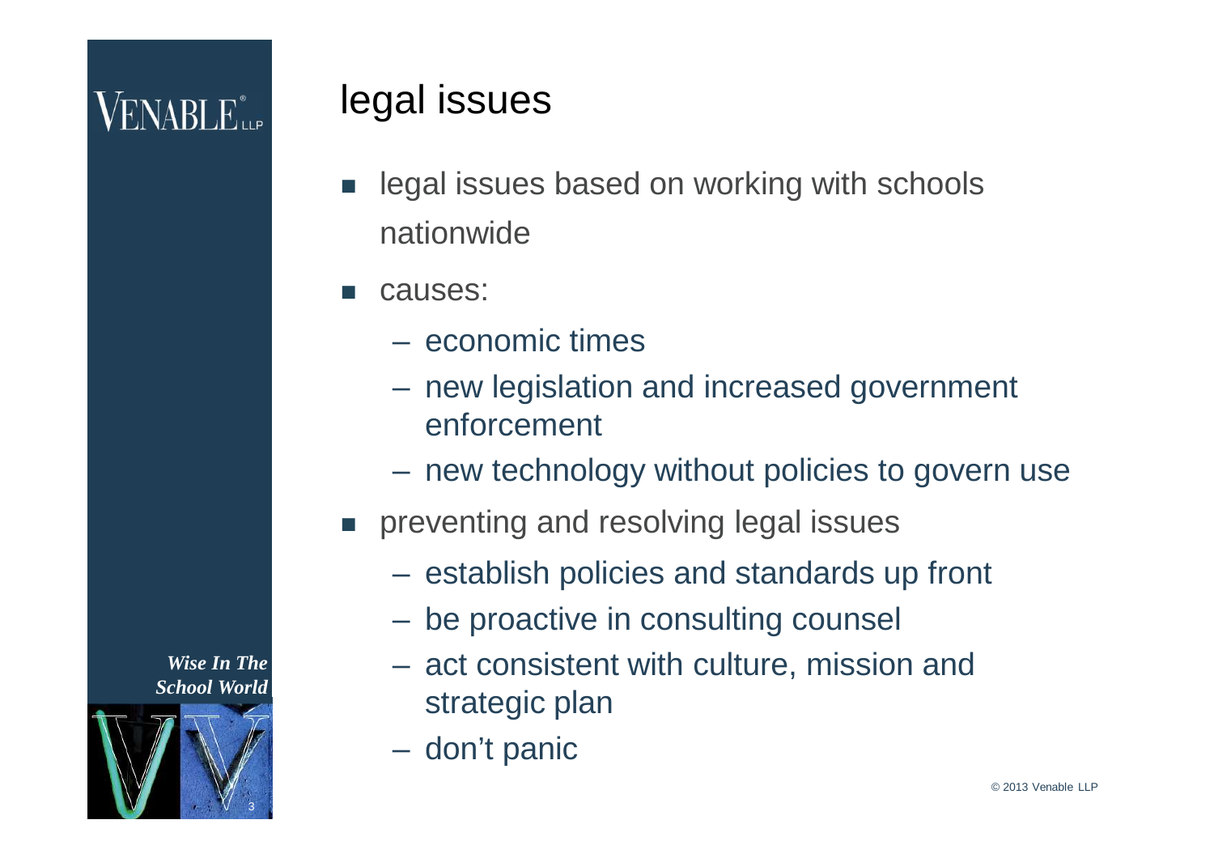# legal issues

- legal issues based on working with schools nationwide
- causes:
  - economic times
  - new legislation and increased government enforcement
  - new technology without policies to govern use
- preventing and resolving legal issues
  - establish policies and standards up front
  - be proactive in consulting counsel
  - act consistent with culture, mission and strategic plan
  - don't panic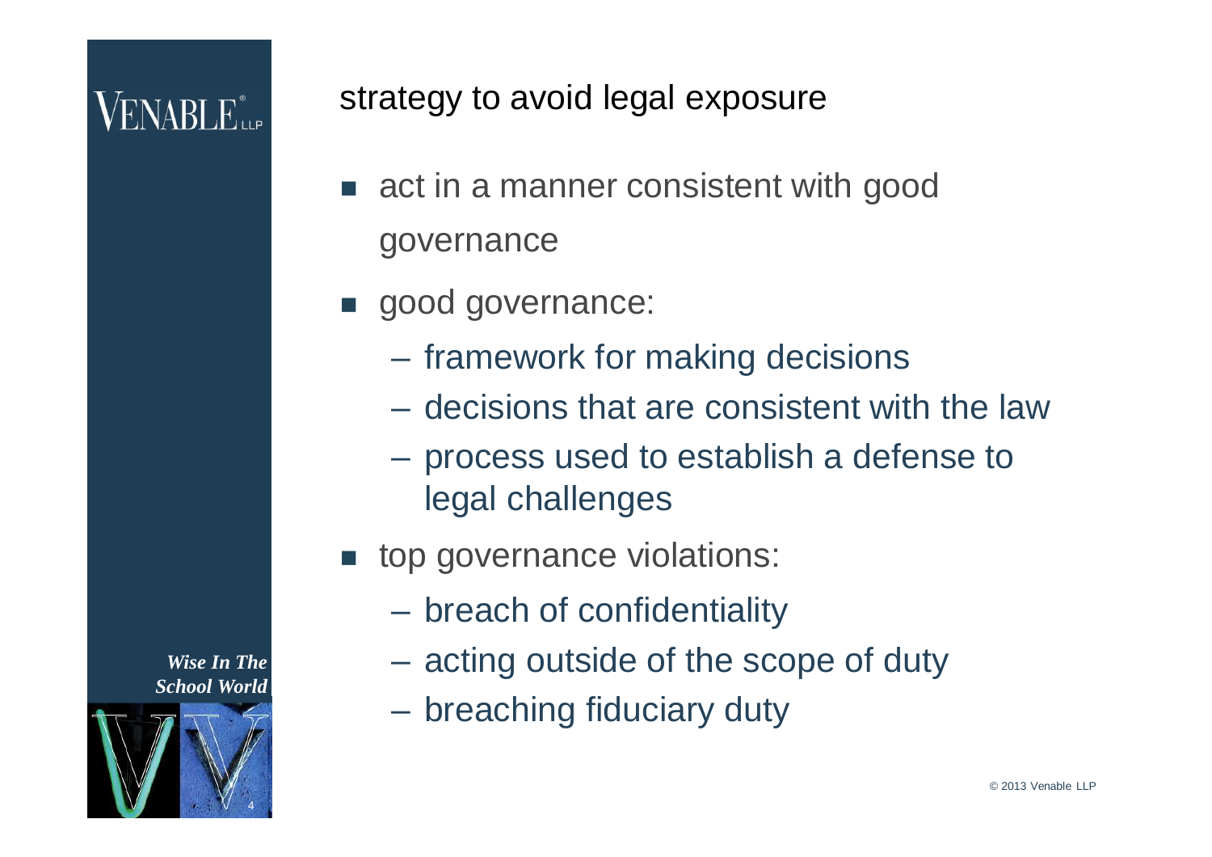## strategy to avoid legal exposure

- act in a manner consistent with good governance
- good governance:
  - framework for making decisions
  - decisions that are consistent with the law
  - process used to establish a defense to legal challenges
- top governance violations:
  - breach of confidentiality
  - acting outside of the scope of duty
  - breaching fiduciary duty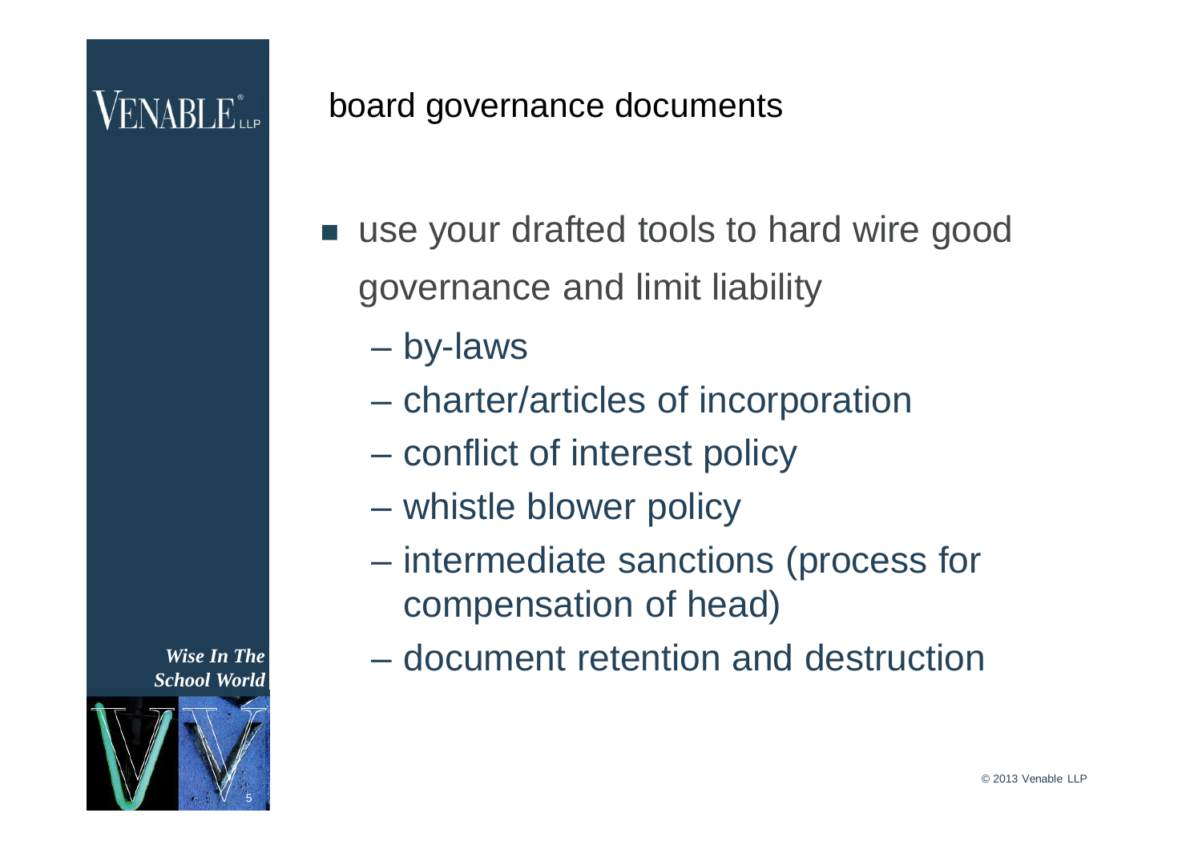## board governance documents

- use your drafted tools to hard wire good governance and limit liability
  - by-laws
  - charter/articles of incorporation
  - conflict of interest policy
  - whistle blower policy
  - intermediate sanctions (process for compensation of head)
  - document retention and destruction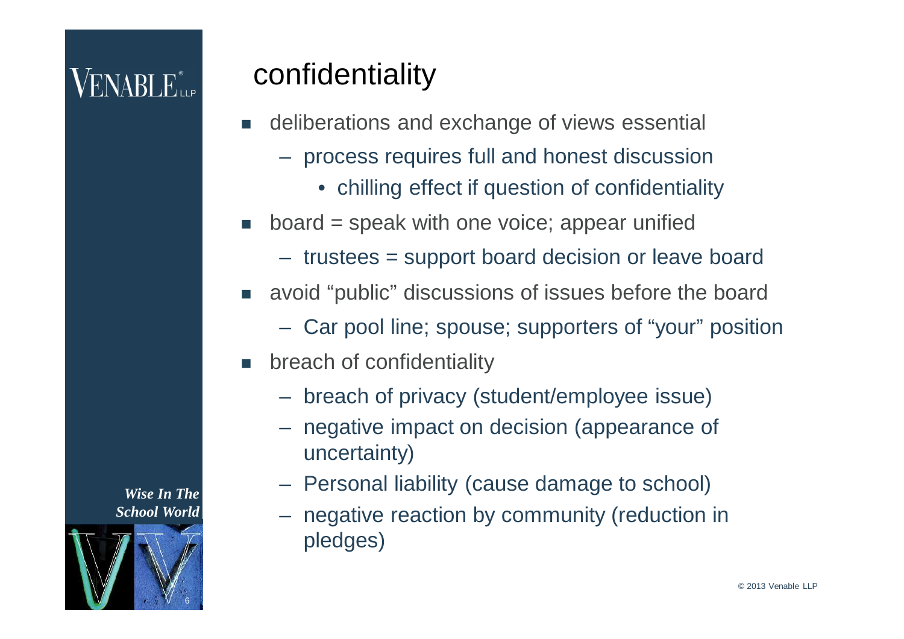# confidentiality

- deliberations and exchange of views essential
  - process requires full and honest discussion
    - chilling effect if question of confidentiality
- board = speak with one voice; appear unified
  - trustees = support board decision or leave board
- avoid “public” discussions of issues before the board
  - Car pool line; spouse; supporters of “your” position
- breach of confidentiality
  - breach of privacy (student/employee issue)
  - negative impact on decision (appearance of uncertainty)
  - Personal liability (cause damage to school)
  - negative reaction by community (reduction in pledges)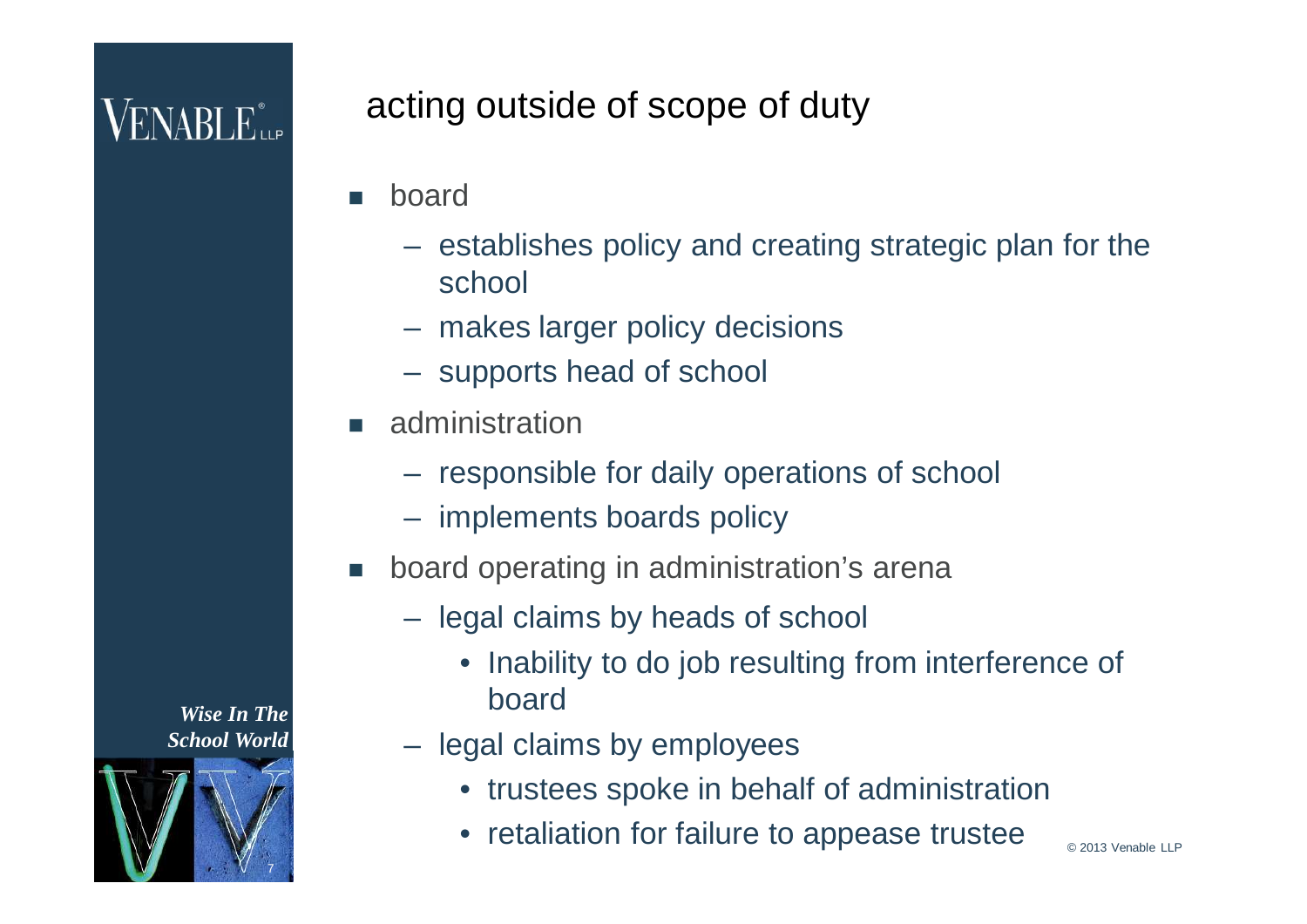# acting outside of scope of duty

- board
  - establishes policy and creating strategic plan for the school
  - makes larger policy decisions
  - supports head of school
- administration
  - responsible for daily operations of school
  - implements boards policy
- board operating in administration's arena
  - legal claims by heads of school
    - Inability to do job resulting from interference of board
  - legal claims by employees
    - trustees spoke in behalf of administration
    - retaliation for failure to appease trustee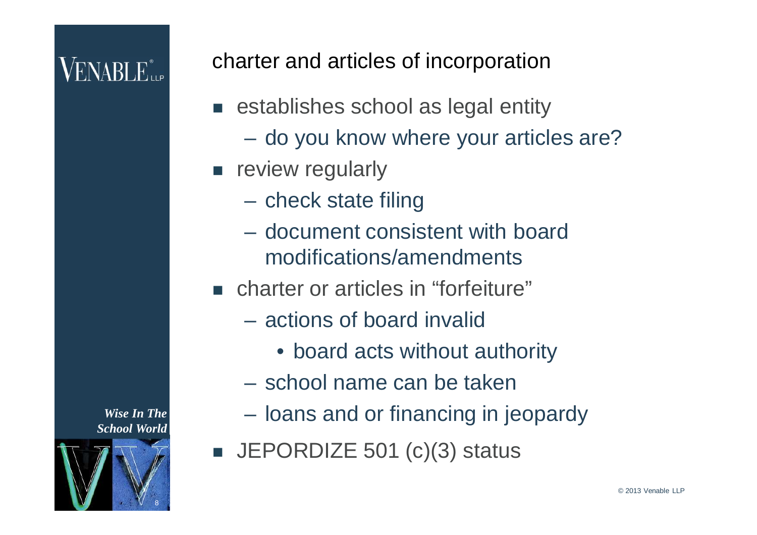## charter and articles of incorporation

- establishes school as legal entity
  - do you know where your articles are?
- review regularly
  - check state filing
  - document consistent with board modifications/amendments
- charter or articles in "forfeiture"
  - actions of board invalid
    - board acts without authority
  - school name can be taken
  - loans and or financing in jeopardy
- JEPORDIZE 501 (c)(3) status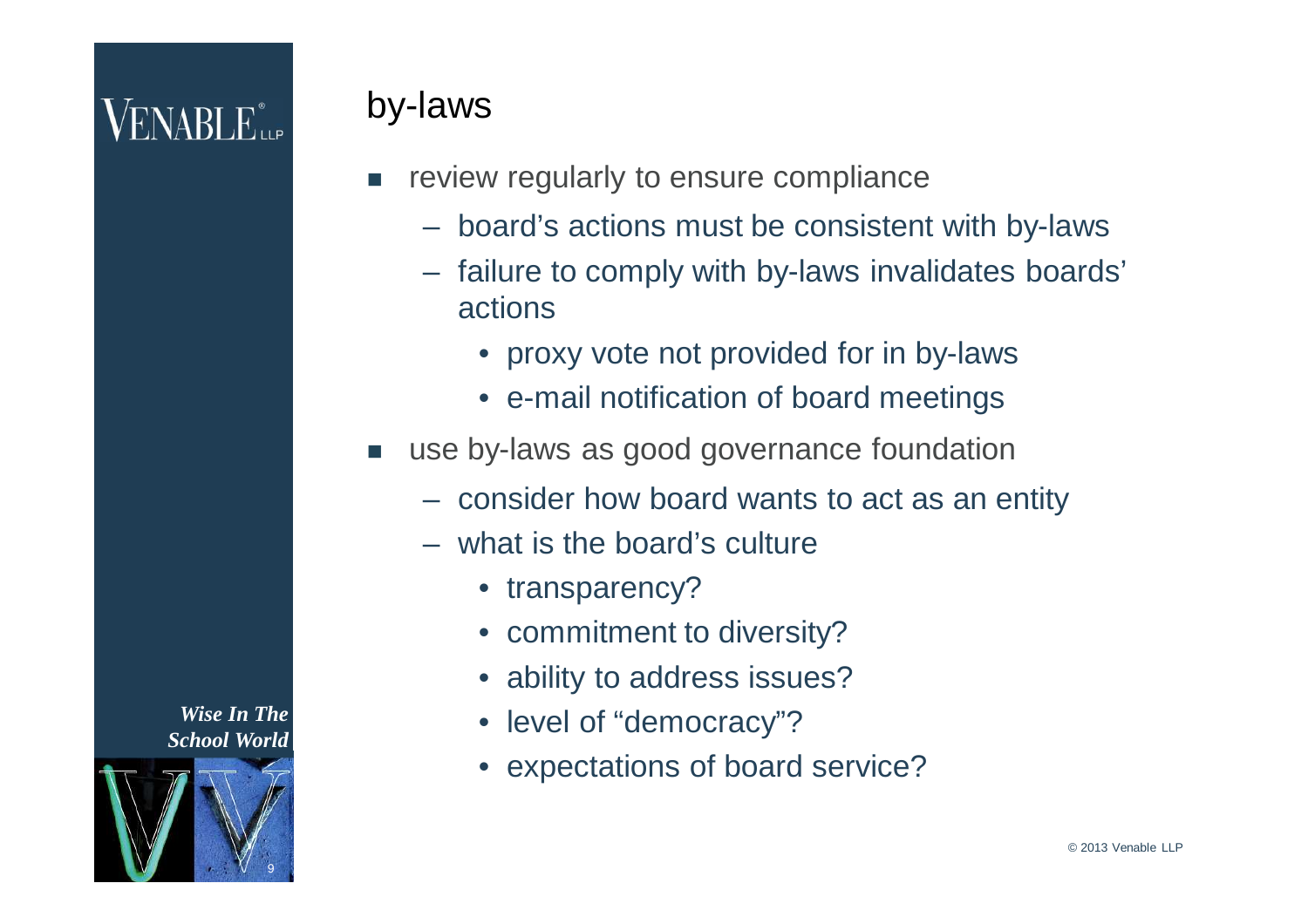## by-laws

- review regularly to ensure compliance
  - board's actions must be consistent with by-laws
  - failure to comply with by-laws invalidates boards' actions
    - proxy vote not provided for in by-laws
    - e-mail notification of board meetings
- use by-laws as good governance foundation
  - consider how board wants to act as an entity
  - what is the board's culture
    - transparency?
    - commitment to diversity?
    - ability to address issues?
    - level of "democracy"?
    - expectations of board service?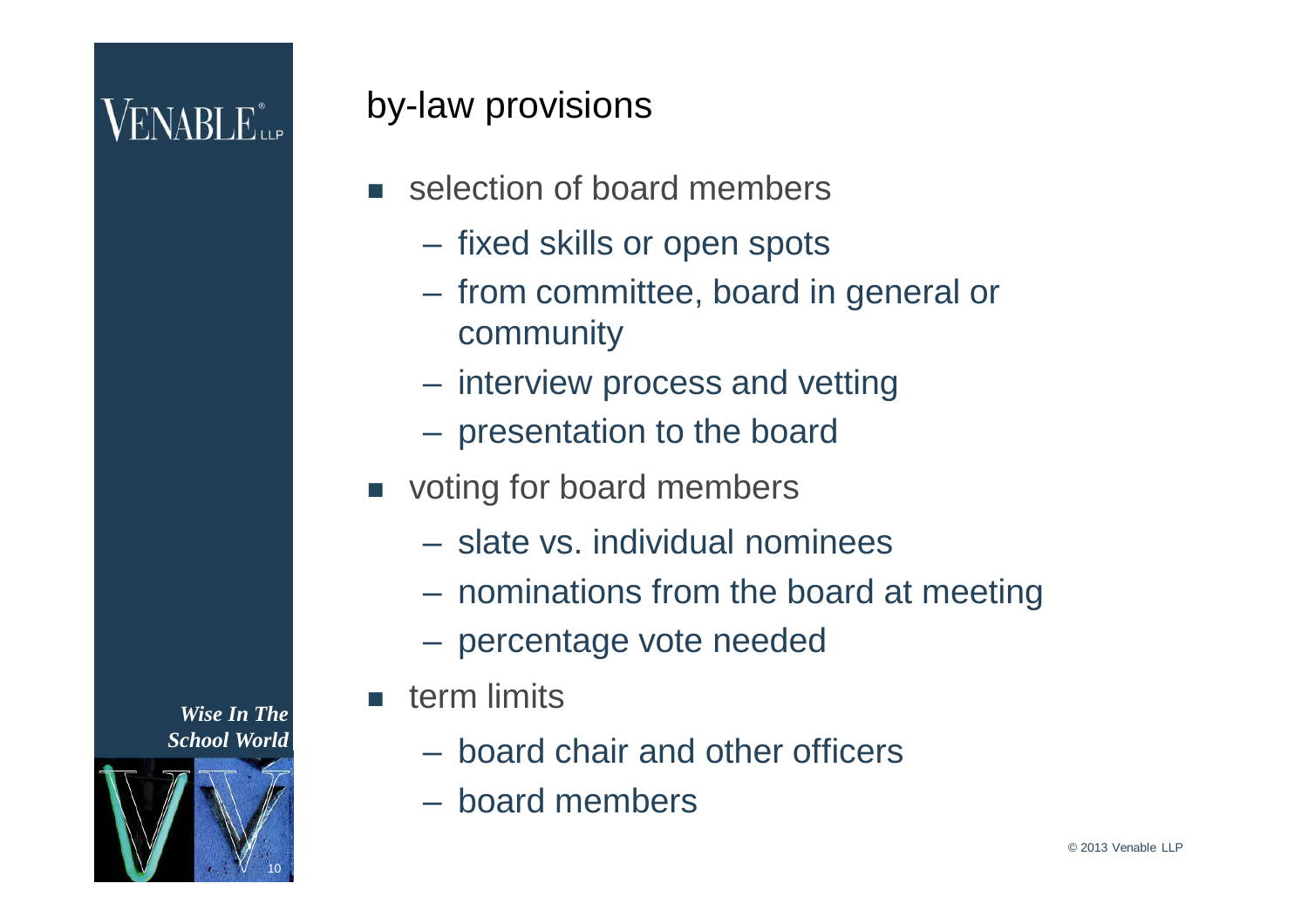## by-law provisions

- selection of board members
  - fixed skills or open spots
  - from committee, board in general or community
  - interview process and vetting
  - presentation to the board
- voting for board members
  - slate vs. individual nominees
  - nominations from the board at meeting
  - percentage vote needed
- term limits
  - board chair and other officers
  - board members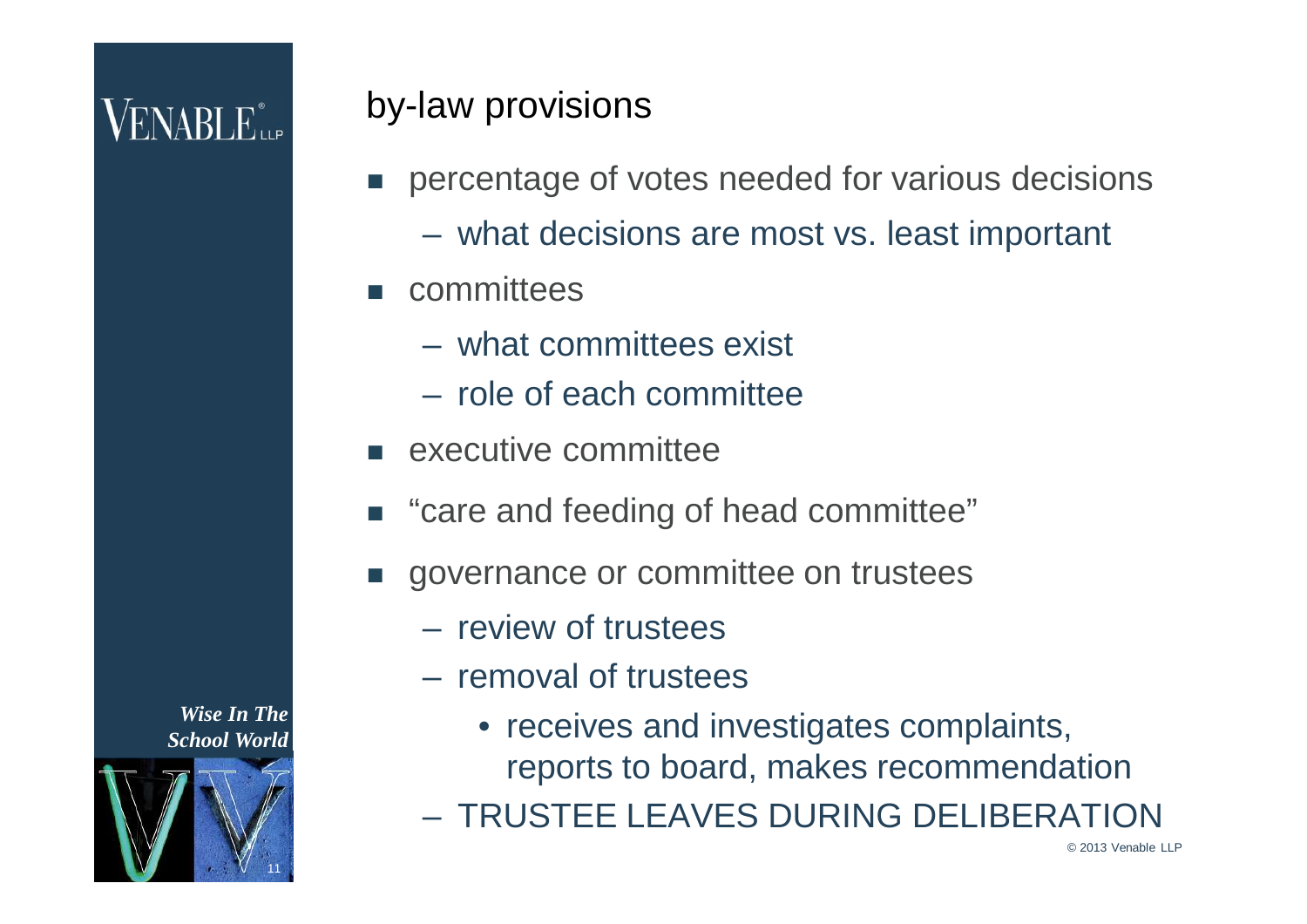## by-law provisions

- percentage of votes needed for various decisions
  - what decisions are most vs. least important
- committees
  - what committees exist
  - role of each committee
- executive committee
- "care and feeding of head committee"
- governance or committee on trustees
  - review of trustees
  - removal of trustees
    - receives and investigates complaints, reports to board, makes recommendation
  - TRUSTEE LEAVES DURING DELIBERATION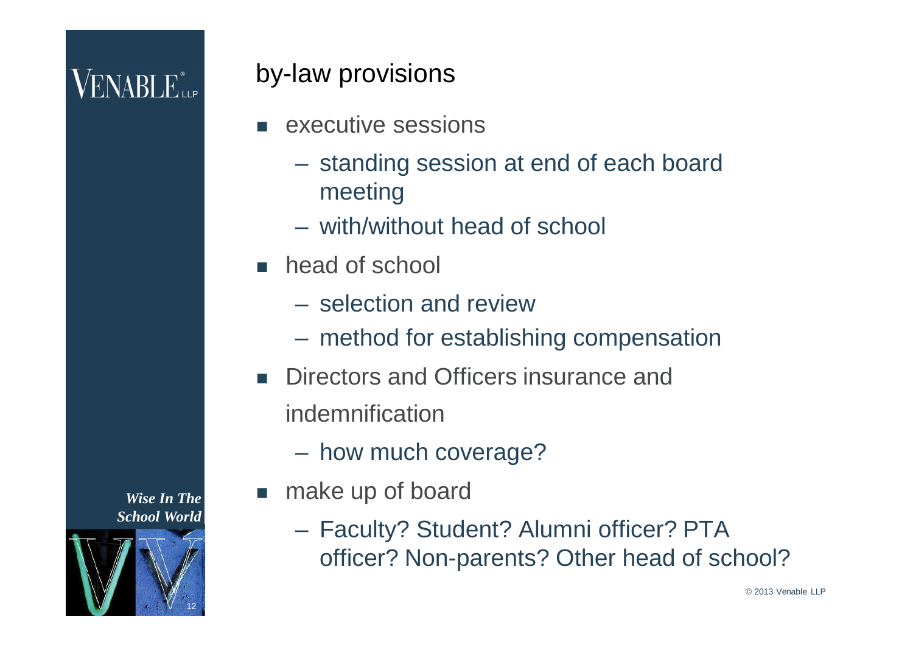## by-law provisions

- executive sessions
  - standing session at end of each board meeting
  - with/without head of school
- head of school
  - selection and review
  - method for establishing compensation
- Directors and Officers insurance and indemnification
  - how much coverage?
- make up of board
  - Faculty? Student? Alumni officer? PTA officer? Non-parents? Other head of school?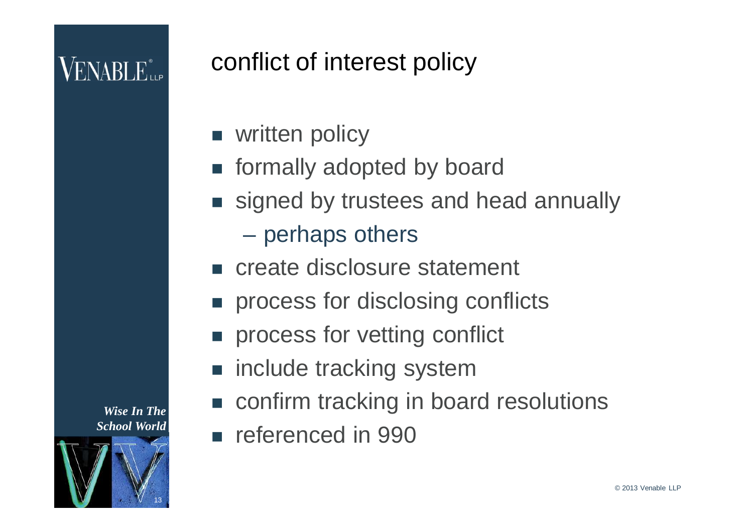# conflict of interest policy

- written policy
- formally adopted by board
- signed by trustees and head annually
  - perhaps others
- create disclosure statement
- process for disclosing conflicts
- process for vetting conflict
- include tracking system
- confirm tracking in board resolutions
- referenced in 990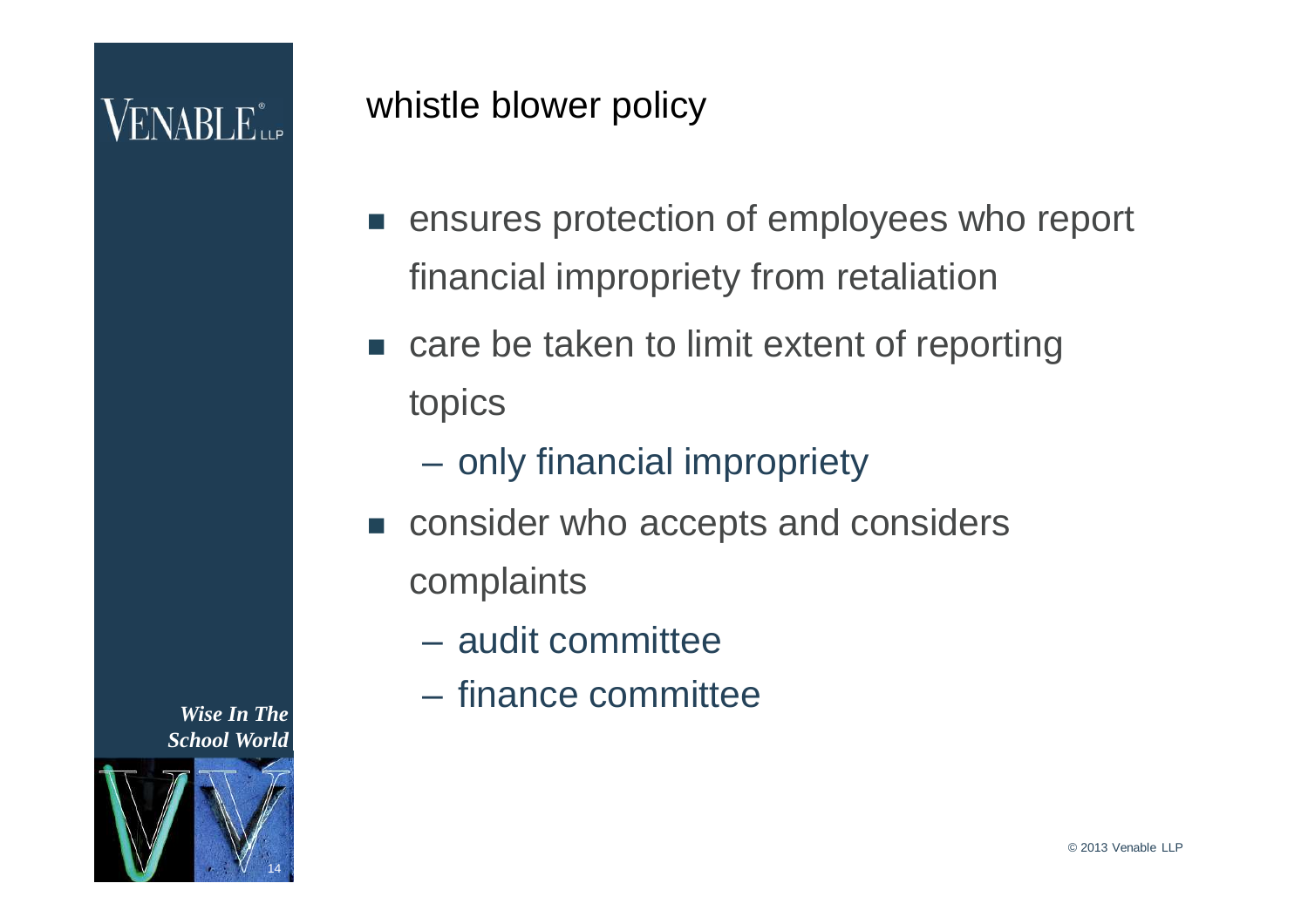## whistle blower policy

- ensures protection of employees who report financial impropriety from retaliation
- care be taken to limit extent of reporting topics
  - only financial impropriety
- consider who accepts and considers complaints
  - audit committee
  - finance committee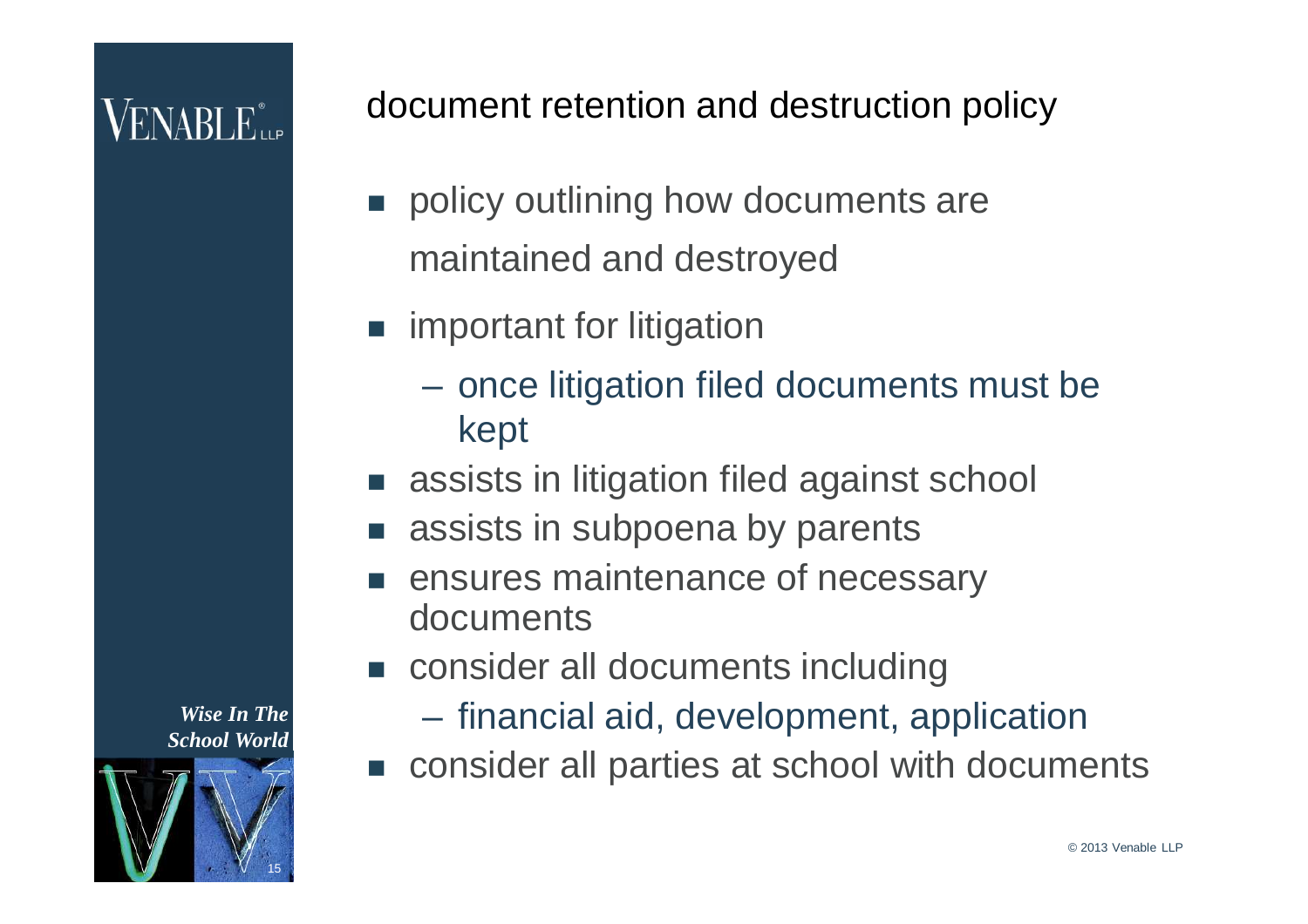## document retention and destruction policy

- policy outlining how documents are maintained and destroyed
- important for litigation
  - once litigation filed documents must be kept
- assists in litigation filed against school
- assists in subpoena by parents
- ensures maintenance of necessary documents
- consider all documents including
  - financial aid, development, application
- consider all parties at school with documents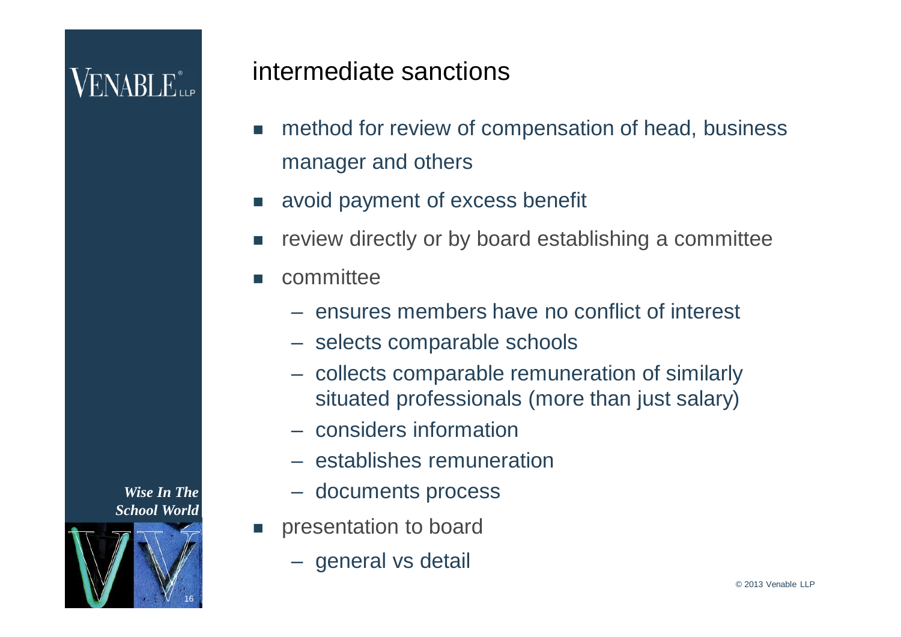## intermediate sanctions

- method for review of compensation of head, business manager and others
- avoid payment of excess benefit
- review directly or by board establishing a committee
- committee
  - ensures members have no conflict of interest
  - selects comparable schools
  - collects comparable remuneration of similarly situated professionals (more than just salary)
  - considers information
  - establishes remuneration
  - documents process
- presentation to board
  - general vs detail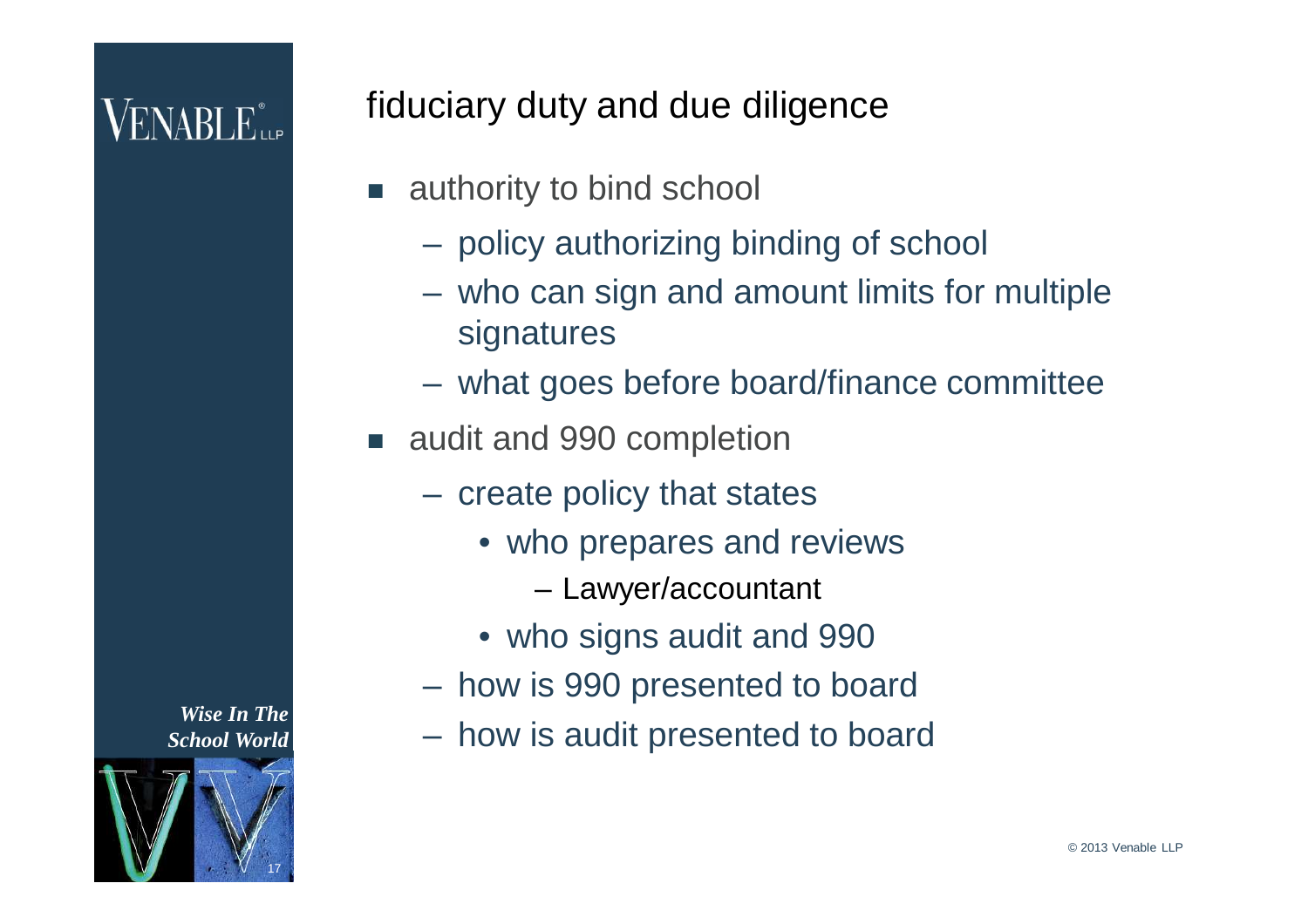## fiduciary duty and due diligence

- authority to bind school
  - policy authorizing binding of school
  - who can sign and amount limits for multiple signatures
  - what goes before board/finance committee
- audit and 990 completion
  - create policy that states
    - who prepares and reviews
      - Lawyer/accountant
    - who signs audit and 990
  - how is 990 presented to board
  - how is audit presented to board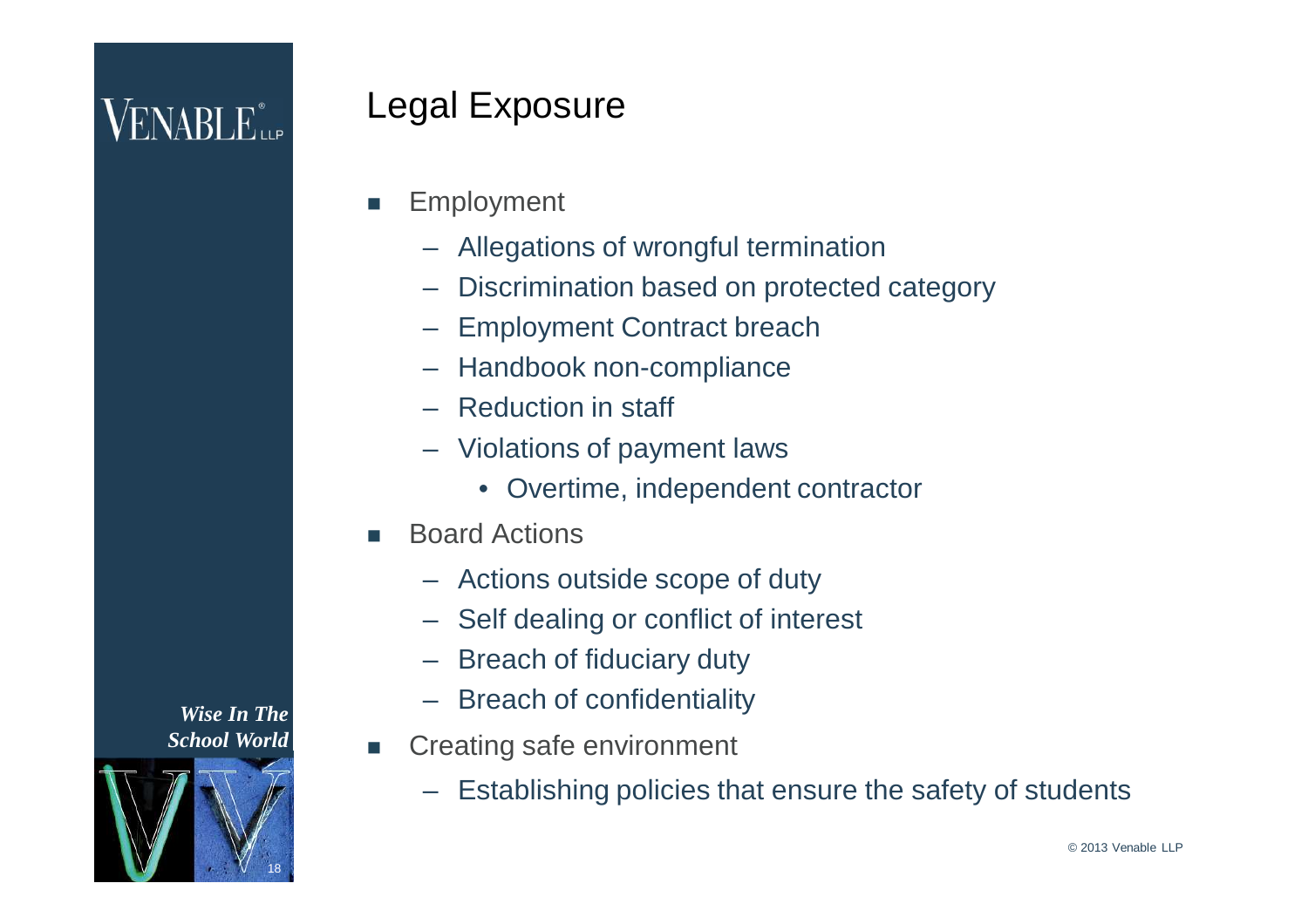# Legal Exposure

- Employment
  - Allegations of wrongful termination
  - Discrimination based on protected category
  - Employment Contract breach
  - Handbook non-compliance
  - Reduction in staff
  - Violations of payment laws
    - Overtime, independent contractor
- Board Actions
  - Actions outside scope of duty
  - Self dealing or conflict of interest
  - Breach of fiduciary duty
  - Breach of confidentiality
- Creating safe environment
  - Establishing policies that ensure the safety of students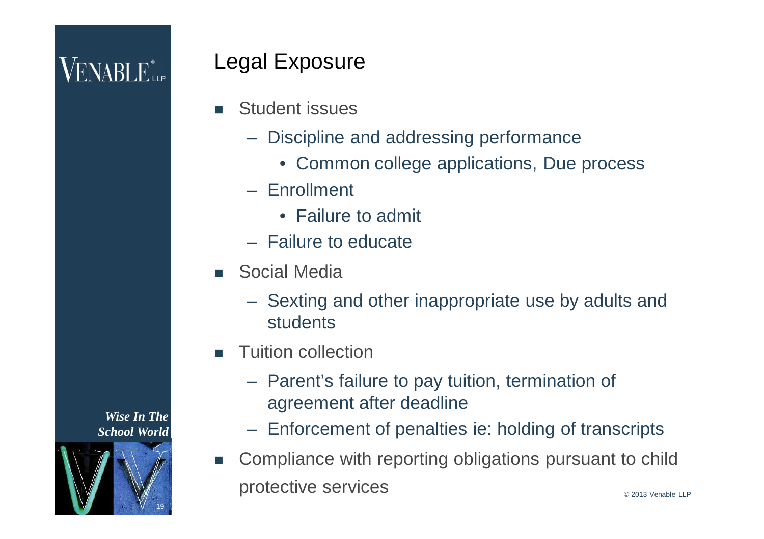# Legal Exposure

- Student issues
  - Discipline and addressing performance
    - Common college applications, Due process
  - Enrollment
    - Failure to admit
  - Failure to educate
- Social Media
  - Sexting and other inappropriate use by adults and students
- Tuition collection
  - Parent's failure to pay tuition, termination of agreement after deadline
  - Enforcement of penalties ie: holding of transcripts
- Compliance with reporting obligations pursuant to child protective services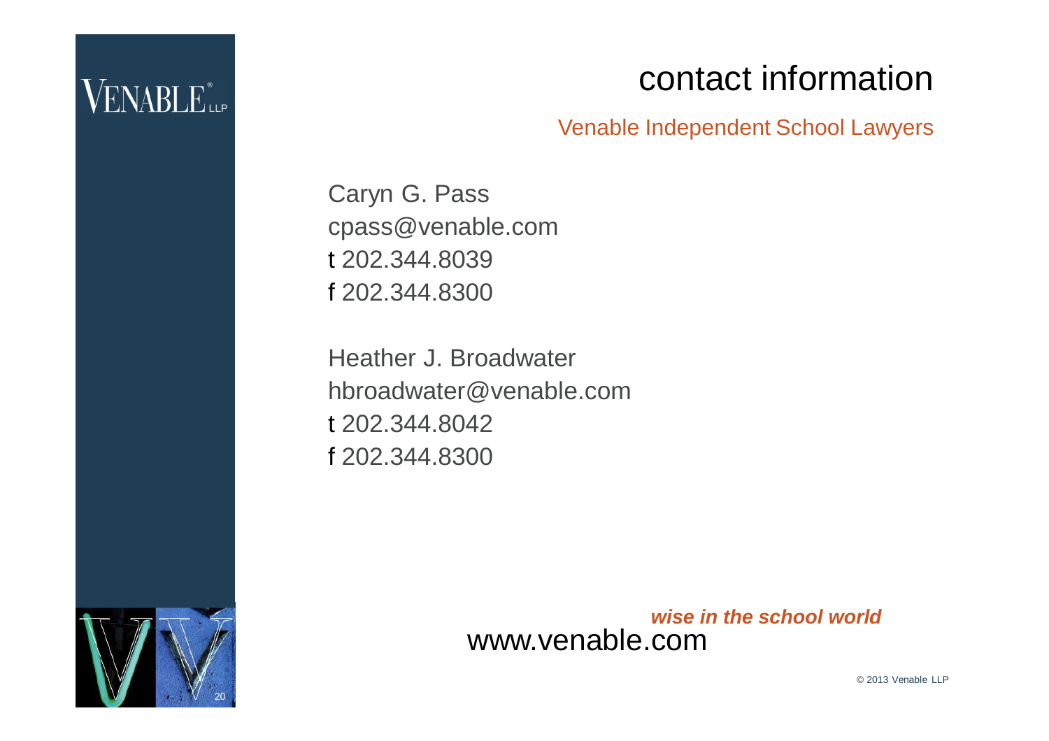# contact information

Venable Independent School Lawyers

Caryn G. Pass
cpass@venable.com
t 202.344.8039
f 202.344.8300

Heather J. Broadwater
hbroadwater@venable.com
t 202.344.8042
f 202.344.8300

***wise in the school world***
www.venable.com

© 2013 Venable LLP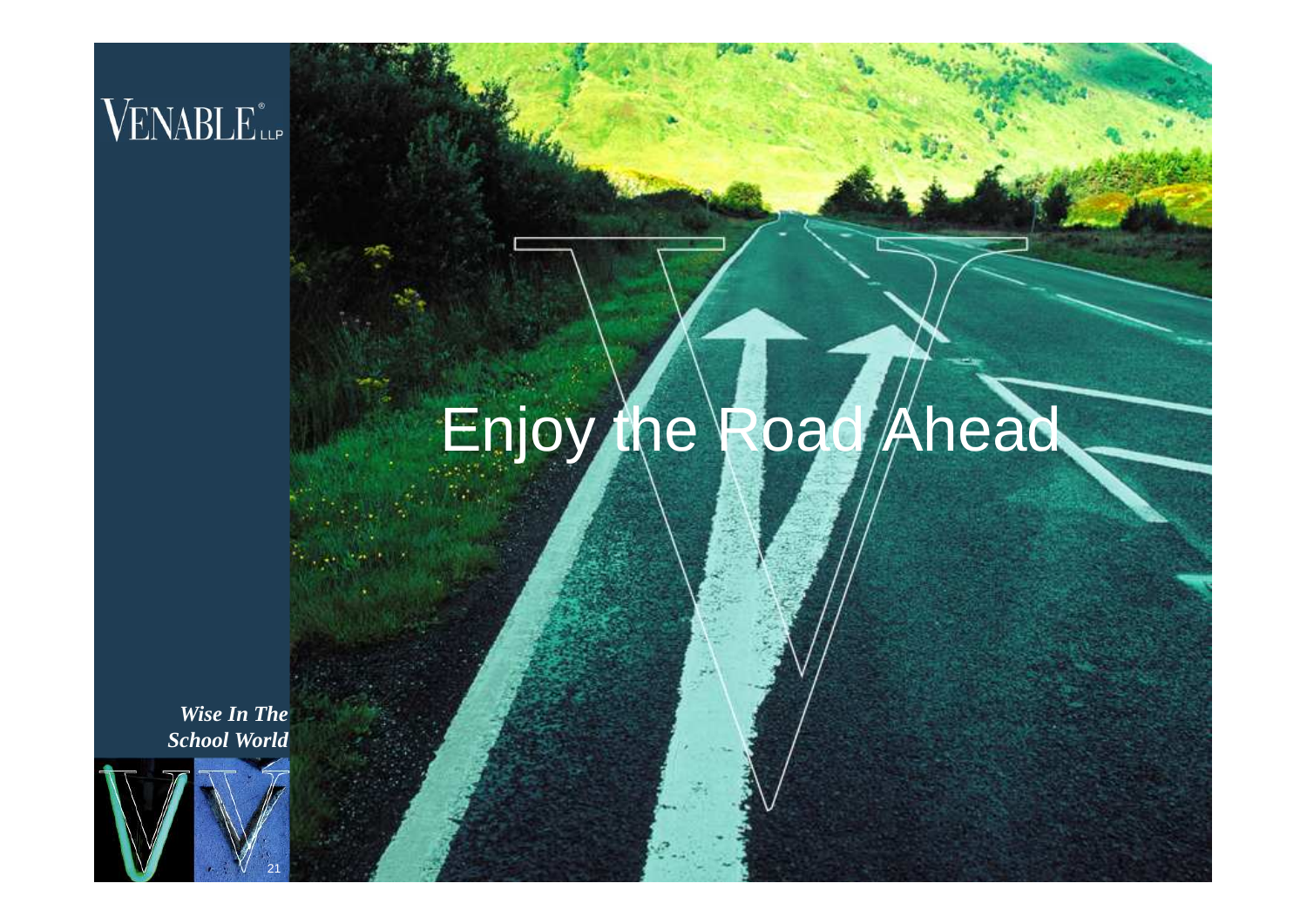VENABLE® LLP

# Enjoy the Road Ahead

*Wise In The School World*